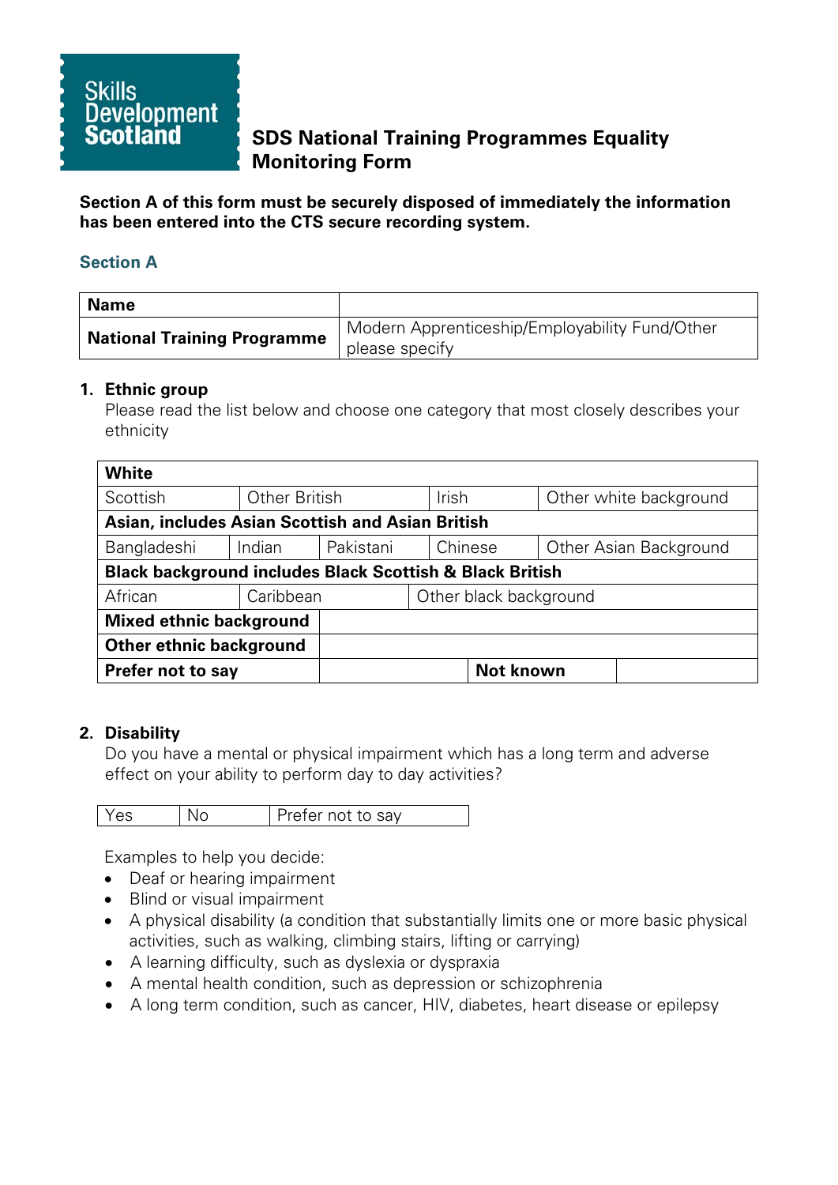Skills Development Scotland

# SDS National Training Programmes Equality Monitoring Form

**Section A of this form must be securely disposed of immediately the information has been entered into the CTS secure recording system.**

## Section A

| **Name** | |
|---|---|
| **National Training Programme** | Modern Apprenticeship/Employability Fund/Other please specify |

### 1. Ethnic group

Please read the list below and choose one category that most closely describes your ethnicity

| **White** | | | | |
|---|---|---|---|---|
| Scottish | Other British | | Irish | Other white background |
| **Asian, includes Asian Scottish and Asian British** | | | | |
| Bangladeshi | Indian | Pakistani | Chinese | Other Asian Background |
| **Black background includes Black Scottish & Black British** | | | | |
| African | Caribbean | | Other black background | |
| **Mixed ethnic background** | | | | |
| **Other ethnic background** | | | | |
| **Prefer not to say** | | | **Not known** | |

### 2. Disability

Do you have a mental or physical impairment which has a long term and adverse effect on your ability to perform day to day activities?

| Yes | No | Prefer not to say |
|---|---|---|

Examples to help you decide:

- Deaf or hearing impairment
- Blind or visual impairment
- A physical disability (a condition that substantially limits one or more basic physical activities, such as walking, climbing stairs, lifting or carrying)
- A learning difficulty, such as dyslexia or dyspraxia
- A mental health condition, such as depression or schizophrenia
- A long term condition, such as cancer, HIV, diabetes, heart disease or epilepsy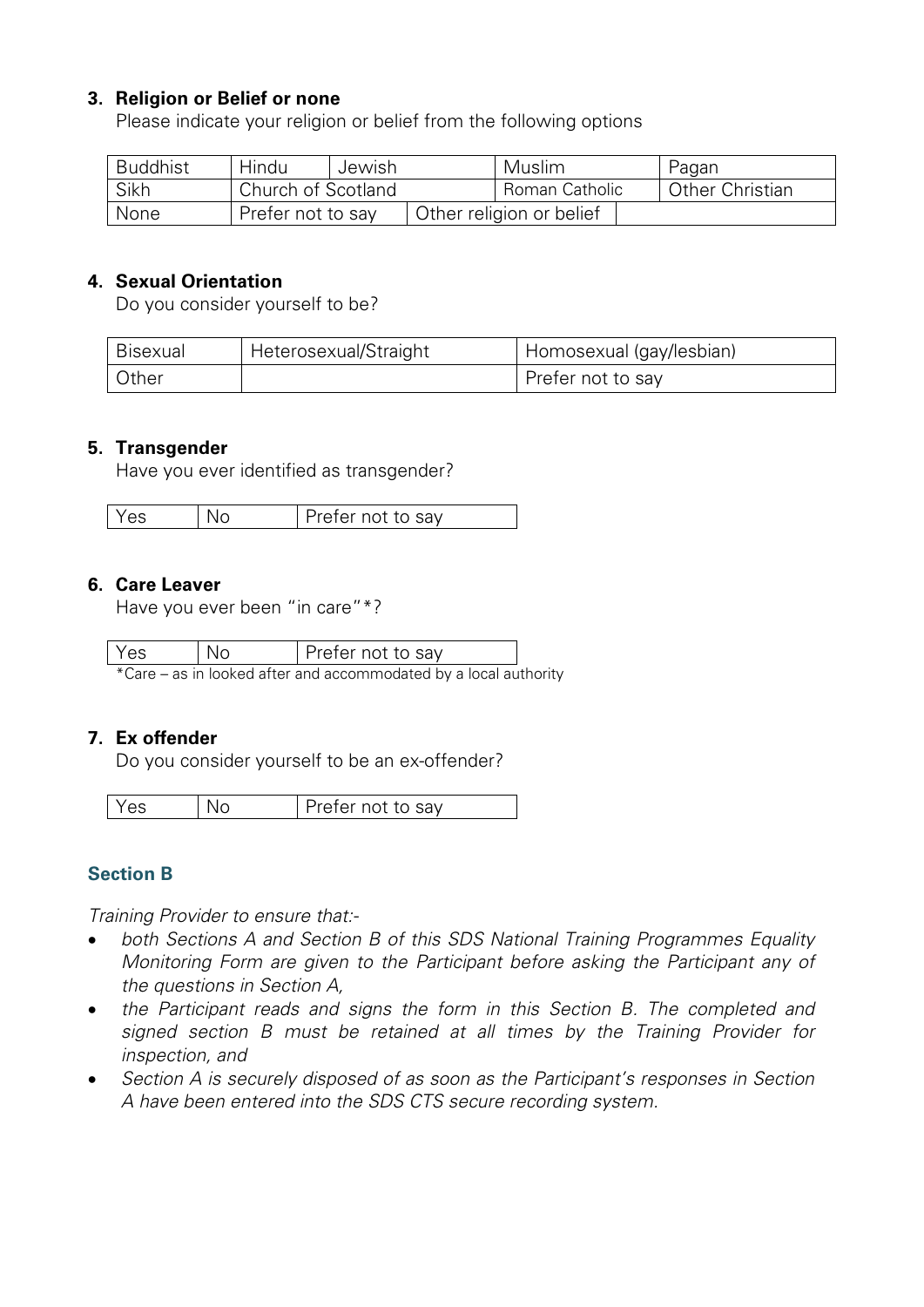3. **Religion or Belief or none**

   Please indicate your religion or belief from the following options

| Buddhist | Hindu | Jewish | Muslim | Pagan |
|---|---|---|---|---|
| Sikh | Church of Scotland | | Roman Catholic | Other Christian |
| None | Prefer not to say | Other religion or belief | | |

4. **Sexual Orientation**

   Do you consider yourself to be?

| Bisexual | Heterosexual/Straight | Homosexual (gay/lesbian) |
|---|---|---|
| Other | | Prefer not to say |

5. **Transgender**

   Have you ever identified as transgender?

| Yes | No | Prefer not to say |
|---|---|---|

6. **Care Leaver**

   Have you ever been "in care"*?

| Yes | No | Prefer not to say |
|---|---|---|

*Care – as in looked after and accommodated by a local authority

7. **Ex offender**

   Do you consider yourself to be an ex-offender?

| Yes | No | Prefer not to say |
|---|---|---|

## Section B

*Training Provider to ensure that:-*

- *both Sections A and Section B of this SDS National Training Programmes Equality Monitoring Form are given to the Participant before asking the Participant any of the questions in Section A,*
- *the Participant reads and signs the form in this Section B. The completed and signed section B must be retained at all times by the Training Provider for inspection, and*
- *Section A is securely disposed of as soon as the Participant's responses in Section A have been entered into the SDS CTS secure recording system.*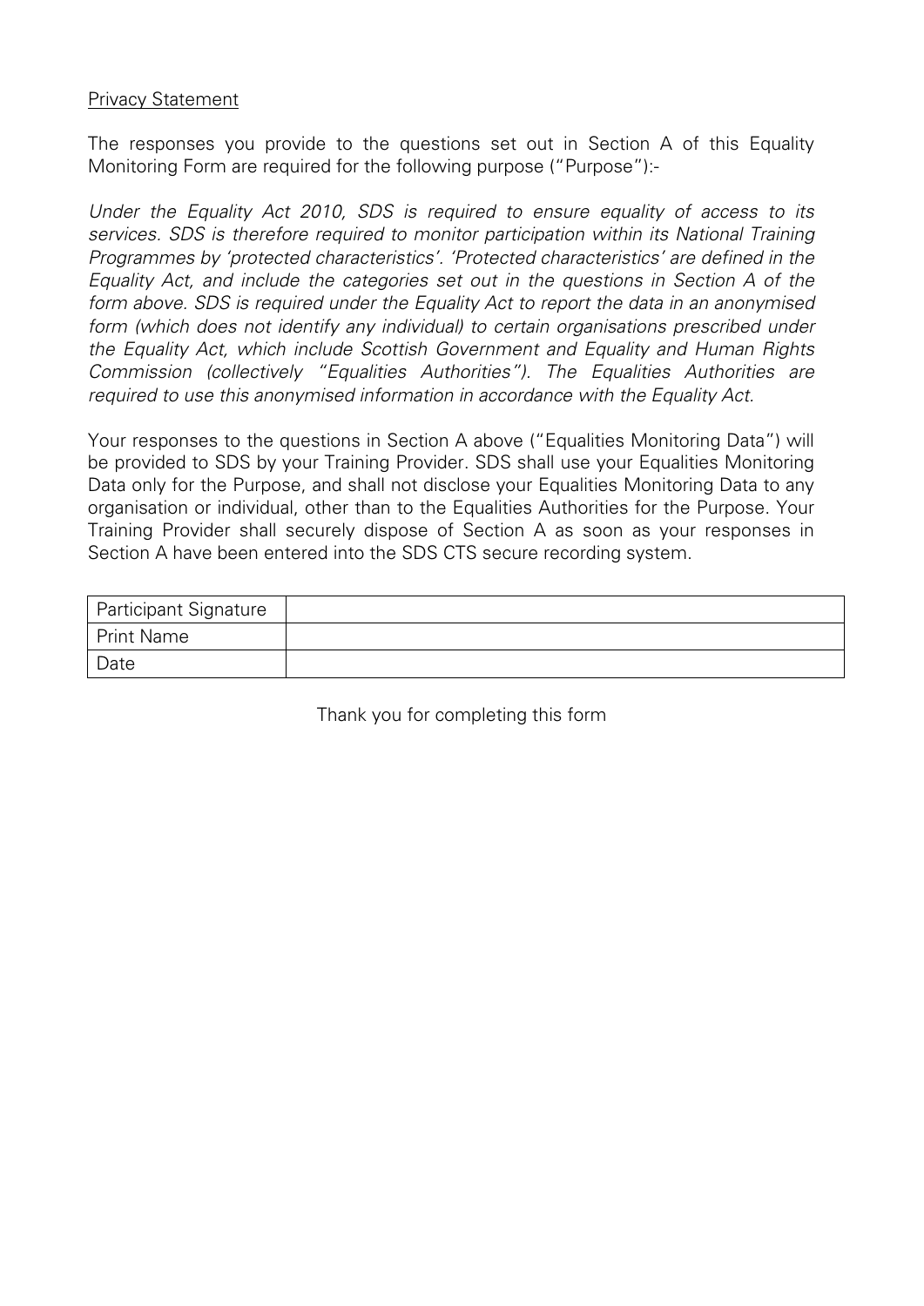Privacy Statement

The responses you provide to the questions set out in Section A of this Equality Monitoring Form are required for the following purpose ("Purpose"):-

*Under the Equality Act 2010, SDS is required to ensure equality of access to its services. SDS is therefore required to monitor participation within its National Training Programmes by 'protected characteristics'. 'Protected characteristics' are defined in the Equality Act, and include the categories set out in the questions in Section A of the form above. SDS is required under the Equality Act to report the data in an anonymised form (which does not identify any individual) to certain organisations prescribed under the Equality Act, which include Scottish Government and Equality and Human Rights Commission (collectively "Equalities Authorities"). The Equalities Authorities are required to use this anonymised information in accordance with the Equality Act.*

Your responses to the questions in Section A above ("Equalities Monitoring Data") will be provided to SDS by your Training Provider. SDS shall use your Equalities Monitoring Data only for the Purpose, and shall not disclose your Equalities Monitoring Data to any organisation or individual, other than to the Equalities Authorities for the Purpose. Your Training Provider shall securely dispose of Section A as soon as your responses in Section A have been entered into the SDS CTS secure recording system.

| | |
|---|---|
| Participant Signature | |
| Print Name | |
| Date | |

Thank you for completing this form